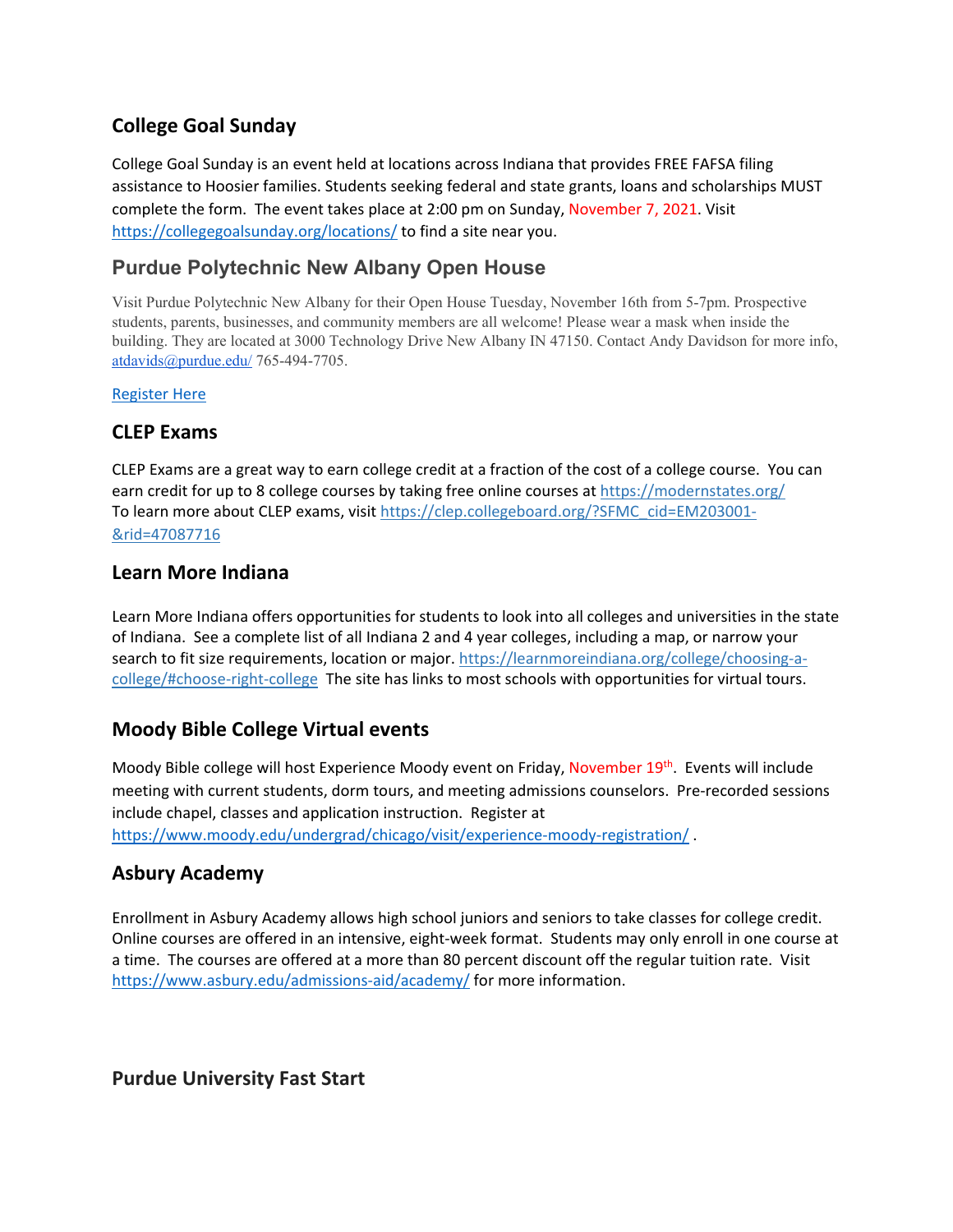## College Goal Sunday

College Goal Sunday is an event held at locations across Indiana that provides FREE FAFSA filing assistance to Hoosier families. Students seeking federal and state grants, loans and scholarships MUST complete the form. The event takes place at 2:00 pm on Sunday, November 7, 2021. Visit https://collegegoalsunday.org/locations/ to find a site near you.

## Purdue Polytechnic New Albany Open House

Visit Purdue Polytechnic New Albany for their Open House Tuesday, November 16th from 5-7pm. Prospective students, parents, businesses, and community members are all welcome! Please wear a mask when inside the building. They are located at 3000 Technology Drive New Albany IN 47150. Contact Andy Davidson for more info, atdavids@purdue.edu/ 765-494-7705.

Register Here

## CLEP Exams

CLEP Exams are a great way to earn college credit at a fraction of the cost of a college course. You can earn credit for up to 8 college courses by taking free online courses at https://modernstates.org/
To learn more about CLEP exams, visit https://clep.collegeboard.org/?SFMC_cid=EM203001-&rid=47087716

## Learn More Indiana

Learn More Indiana offers opportunities for students to look into all colleges and universities in the state of Indiana. See a complete list of all Indiana 2 and 4 year colleges, including a map, or narrow your search to fit size requirements, location or major. https://learnmoreindiana.org/college/choosing-a-college/#choose-right-college The site has links to most schools with opportunities for virtual tours.

## Moody Bible College Virtual events

Moody Bible college will host Experience Moody event on Friday, November 19th. Events will include meeting with current students, dorm tours, and meeting admissions counselors. Pre-recorded sessions include chapel, classes and application instruction. Register at https://www.moody.edu/undergrad/chicago/visit/experience-moody-registration/ .

## Asbury Academy

Enrollment in Asbury Academy allows high school juniors and seniors to take classes for college credit. Online courses are offered in an intensive, eight-week format. Students may only enroll in one course at a time. The courses are offered at a more than 80 percent discount off the regular tuition rate. Visit https://www.asbury.edu/admissions-aid/academy/ for more information.

## Purdue University Fast Start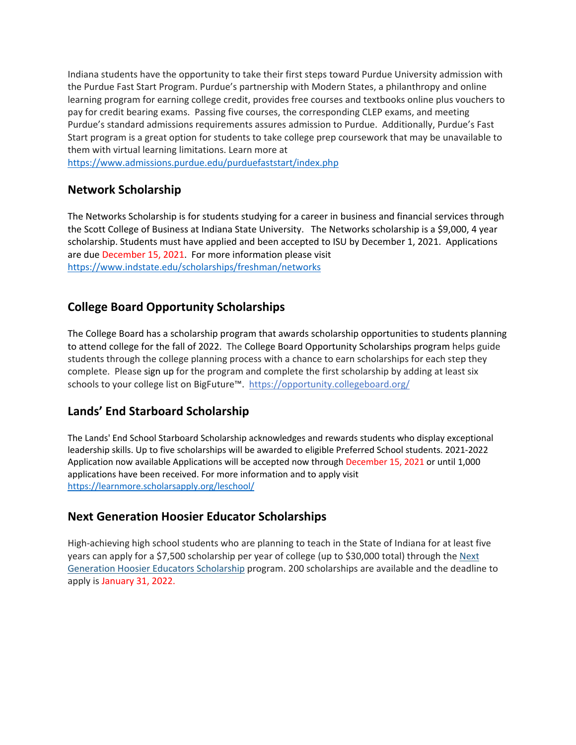Indiana students have the opportunity to take their first steps toward Purdue University admission with the Purdue Fast Start Program. Purdue's partnership with Modern States, a philanthropy and online learning program for earning college credit, provides free courses and textbooks online plus vouchers to pay for credit bearing exams. Passing five courses, the corresponding CLEP exams, and meeting Purdue's standard admissions requirements assures admission to Purdue. Additionally, Purdue's Fast Start program is a great option for students to take college prep coursework that may be unavailable to them with virtual learning limitations. Learn more at https://www.admissions.purdue.edu/purduefaststart/index.php

## Network Scholarship

The Networks Scholarship is for students studying for a career in business and financial services through the Scott College of Business at Indiana State University. The Networks scholarship is a $9,000, 4 year scholarship. Students must have applied and been accepted to ISU by December 1, 2021. Applications are due December 15, 2021. For more information please visit https://www.indstate.edu/scholarships/freshman/networks

## College Board Opportunity Scholarships

The College Board has a scholarship program that awards scholarship opportunities to students planning to attend college for the fall of 2022. The College Board Opportunity Scholarships program helps guide students through the college planning process with a chance to earn scholarships for each step they complete. Please sign up for the program and complete the first scholarship by adding at least six schools to your college list on BigFuture™. https://opportunity.collegeboard.org/

## Lands' End Starboard Scholarship

The Lands' End School Starboard Scholarship acknowledges and rewards students who display exceptional leadership skills. Up to five scholarships will be awarded to eligible Preferred School students. 2021-2022 Application now available Applications will be accepted now through December 15, 2021 or until 1,000 applications have been received. For more information and to apply visit https://learnmore.scholarsapply.org/leschool/

## Next Generation Hoosier Educator Scholarships

High-achieving high school students who are planning to teach in the State of Indiana for at least five years can apply for a $7,500 scholarship per year of college (up to $30,000 total) through the Next Generation Hoosier Educators Scholarship program. 200 scholarships are available and the deadline to apply is January 31, 2022.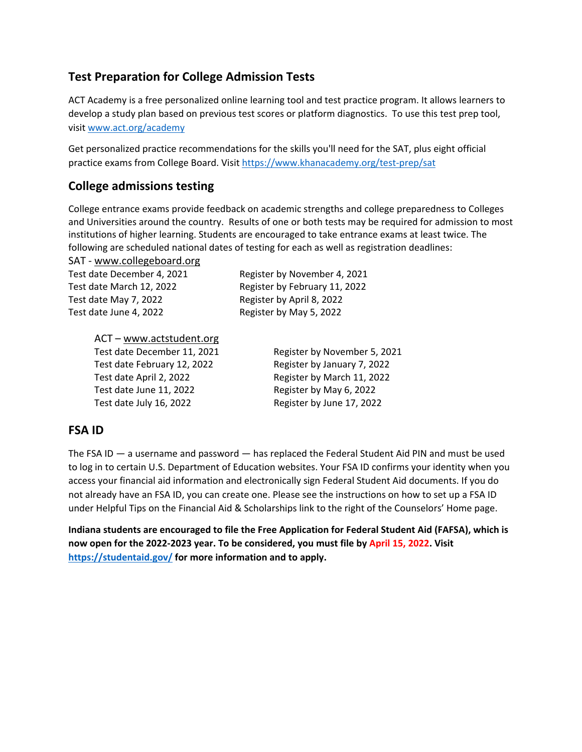## Test Preparation for College Admission Tests

ACT Academy is a free personalized online learning tool and test practice program. It allows learners to develop a study plan based on previous test scores or platform diagnostics. To use this test prep tool, visit www.act.org/academy

Get personalized practice recommendations for the skills you'll need for the SAT, plus eight official practice exams from College Board. Visit https://www.khanacademy.org/test-prep/sat

## College admissions testing

College entrance exams provide feedback on academic strengths and college preparedness to Colleges and Universities around the country. Results of one or both tests may be required for admission to most institutions of higher learning. Students are encouraged to take entrance exams at least twice. The following are scheduled national dates of testing for each as well as registration deadlines:

SAT - www.collegeboard.org

| | |
|---|---|
| Test date December 4, 2021 | Register by November 4, 2021 |
| Test date March 12, 2022 | Register by February 11, 2022 |
| Test date May 7, 2022 | Register by April 8, 2022 |
| Test date June 4, 2022 | Register by May 5, 2022 |

ACT – www.actstudent.org

| | |
|---|---|
| Test date December 11, 2021 | Register by November 5, 2021 |
| Test date February 12, 2022 | Register by January 7, 2022 |
| Test date April 2, 2022 | Register by March 11, 2022 |
| Test date June 11, 2022 | Register by May 6, 2022 |
| Test date July 16, 2022 | Register by June 17, 2022 |

## FSA ID

The FSA ID — a username and password — has replaced the Federal Student Aid PIN and must be used to log in to certain U.S. Department of Education websites. Your FSA ID confirms your identity when you access your financial aid information and electronically sign Federal Student Aid documents. If you do not already have an FSA ID, you can create one. Please see the instructions on how to set up a FSA ID under Helpful Tips on the Financial Aid & Scholarships link to the right of the Counselors' Home page.

**Indiana students are encouraged to file the Free Application for Federal Student Aid (FAFSA), which is now open for the 2022-2023 year. To be considered, you must file by April 15, 2022. Visit https://studentaid.gov/ for more information and to apply.**